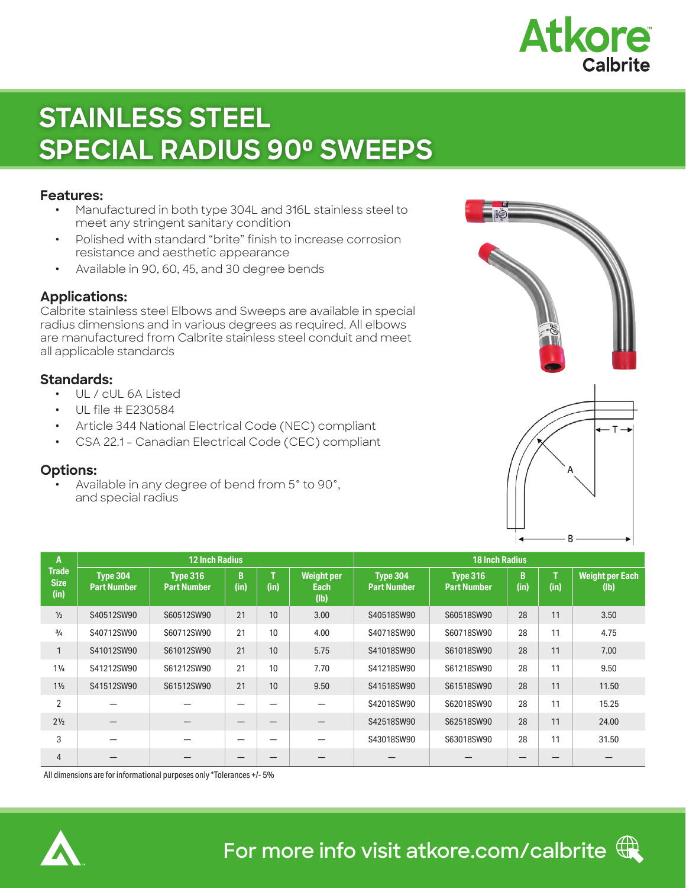# STAINLESS STEEL SPECIAL RADIUS 90º SWEEPS

## Features:

- Manufactured in both type 304L and 316L stainless steel to meet any stringent sanitary condition
- Polished with standard "brite" finish to increase corrosion resistance and aesthetic appearance
- Available in 90, 60, 45, and 30 degree bends

## Applications:

Calbrite stainless steel Elbows and Sweeps are available in special radius dimensions and in various degrees as required. All elbows are manufactured from Calbrite stainless steel conduit and meet all applicable standards

## Standards:

- UL / cUL 6A Listed
- UL file # E230584
- Article 344 National Electrical Code (NEC) compliant
- CSA 22.1 - Canadian Electrical Code (CEC) compliant

## Options:

- Available in any degree of bend from 5° to 90°, and special radius

| A Trade Size (in) | 12 Inch Radius | | | | | 18 Inch Radius | | | | |
|---|---|---|---|---|---|---|---|---|---|---|
| | Type 304 Part Number | Type 316 Part Number | B (in) | T (in) | Weight per Each (lb) | Type 304 Part Number | Type 316 Part Number | B (in) | T (in) | Weight per Each (lb) |
| ½ | S40512SW90 | S60512SW90 | 21 | 10 | 3.00 | S40518SW90 | S60518SW90 | 28 | 11 | 3.50 |
| ¾ | S40712SW90 | S60712SW90 | 21 | 10 | 4.00 | S40718SW90 | S60718SW90 | 28 | 11 | 4.75 |
| 1 | S41012SW90 | S61012SW90 | 21 | 10 | 5.75 | S41018SW90 | S61018SW90 | 28 | 11 | 7.00 |
| 1¼ | S41212SW90 | S61212SW90 | 21 | 10 | 7.70 | S41218SW90 | S61218SW90 | 28 | 11 | 9.50 |
| 1½ | S41512SW90 | S61512SW90 | 21 | 10 | 9.50 | S41518SW90 | S61518SW90 | 28 | 11 | 11.50 |
| 2 | — | — | — | — | — | S42018SW90 | S62018SW90 | 28 | 11 | 15.25 |
| 2½ | — | — | — | — | — | S42518SW90 | S62518SW90 | 28 | 11 | 24.00 |
| 3 | — | — | — | — | — | S43018SW90 | S63018SW90 | 28 | 11 | 31.50 |
| 4 | — | — | — | — | — | — | — | — | — | — |

All dimensions are for informational purposes only *Tolerances +/- 5%

For more info visit atkore.com/calbrite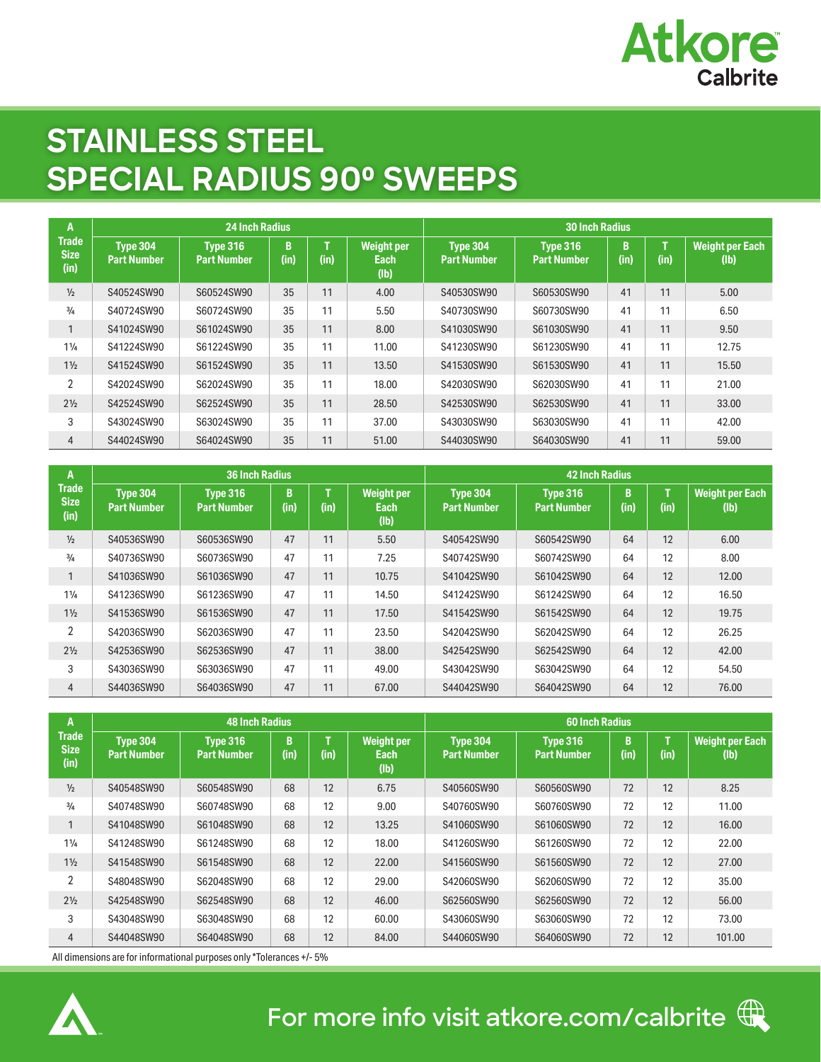# STAINLESS STEEL SPECIAL RADIUS 90º SWEEPS

| A Trade Size (in) | 24 Inch Radius | | | | | 30 Inch Radius | | | | |
|---|---|---|---|---|---|---|---|---|---|---|
| | Type 304 Part Number | Type 316 Part Number | B (in) | T (in) | Weight per Each (lb) | Type 304 Part Number | Type 316 Part Number | B (in) | T (in) | Weight per Each (lb) |
| ½ | S40524SW90 | S60524SW90 | 35 | 11 | 4.00 | S40530SW90 | S60530SW90 | 41 | 11 | 5.00 |
| ¾ | S40724SW90 | S60724SW90 | 35 | 11 | 5.50 | S40730SW90 | S60730SW90 | 41 | 11 | 6.50 |
| 1 | S41024SW90 | S61024SW90 | 35 | 11 | 8.00 | S41030SW90 | S61030SW90 | 41 | 11 | 9.50 |
| 1¼ | S41224SW90 | S61224SW90 | 35 | 11 | 11.00 | S41230SW90 | S61230SW90 | 41 | 11 | 12.75 |
| 1½ | S41524SW90 | S61524SW90 | 35 | 11 | 13.50 | S41530SW90 | S61530SW90 | 41 | 11 | 15.50 |
| 2 | S42024SW90 | S62024SW90 | 35 | 11 | 18.00 | S42030SW90 | S62030SW90 | 41 | 11 | 21.00 |
| 2½ | S42524SW90 | S62524SW90 | 35 | 11 | 28.50 | S42530SW90 | S62530SW90 | 41 | 11 | 33.00 |
| 3 | S43024SW90 | S63024SW90 | 35 | 11 | 37.00 | S43030SW90 | S63030SW90 | 41 | 11 | 42.00 |
| 4 | S44024SW90 | S64024SW90 | 35 | 11 | 51.00 | S44030SW90 | S64030SW90 | 41 | 11 | 59.00 |

| A Trade Size (in) | 36 Inch Radius | | | | | 42 Inch Radius | | | | |
|---|---|---|---|---|---|---|---|---|---|---|
| | Type 304 Part Number | Type 316 Part Number | B (in) | T (in) | Weight per Each (lb) | Type 304 Part Number | Type 316 Part Number | B (in) | T (in) | Weight per Each (lb) |
| ½ | S40536SW90 | S60536SW90 | 47 | 11 | 5.50 | S40542SW90 | S60542SW90 | 64 | 12 | 6.00 |
| ¾ | S40736SW90 | S60736SW90 | 47 | 11 | 7.25 | S40742SW90 | S60742SW90 | 64 | 12 | 8.00 |
| 1 | S41036SW90 | S61036SW90 | 47 | 11 | 10.75 | S41042SW90 | S61042SW90 | 64 | 12 | 12.00 |
| 1¼ | S41236SW90 | S61236SW90 | 47 | 11 | 14.50 | S41242SW90 | S61242SW90 | 64 | 12 | 16.50 |
| 1½ | S41536SW90 | S61536SW90 | 47 | 11 | 17.50 | S41542SW90 | S61542SW90 | 64 | 12 | 19.75 |
| 2 | S42036SW90 | S62036SW90 | 47 | 11 | 23.50 | S42042SW90 | S62042SW90 | 64 | 12 | 26.25 |
| 2½ | S42536SW90 | S62536SW90 | 47 | 11 | 38.00 | S42542SW90 | S62542SW90 | 64 | 12 | 42.00 |
| 3 | S43036SW90 | S63036SW90 | 47 | 11 | 49.00 | S43042SW90 | S63042SW90 | 64 | 12 | 54.50 |
| 4 | S44036SW90 | S64036SW90 | 47 | 11 | 67.00 | S44042SW90 | S64042SW90 | 64 | 12 | 76.00 |

| A Trade Size (in) | 48 Inch Radius | | | | | 60 Inch Radius | | | | |
|---|---|---|---|---|---|---|---|---|---|---|
| | Type 304 Part Number | Type 316 Part Number | B (in) | T (in) | Weight per Each (lb) | Type 304 Part Number | Type 316 Part Number | B (in) | T (in) | Weight per Each (lb) |
| ½ | S40548SW90 | S60548SW90 | 68 | 12 | 6.75 | S40560SW90 | S60560SW90 | 72 | 12 | 8.25 |
| ¾ | S40748SW90 | S60748SW90 | 68 | 12 | 9.00 | S40760SW90 | S60760SW90 | 72 | 12 | 11.00 |
| 1 | S41048SW90 | S61048SW90 | 68 | 12 | 13.25 | S41060SW90 | S61060SW90 | 72 | 12 | 16.00 |
| 1¼ | S41248SW90 | S61248SW90 | 68 | 12 | 18.00 | S41260SW90 | S61260SW90 | 72 | 12 | 22.00 |
| 1½ | S41548SW90 | S61548SW90 | 68 | 12 | 22.00 | S41560SW90 | S61560SW90 | 72 | 12 | 27.00 |
| 2 | S48048SW90 | S62048SW90 | 68 | 12 | 29.00 | S42060SW90 | S62060SW90 | 72 | 12 | 35.00 |
| 2½ | S42548SW90 | S62548SW90 | 68 | 12 | 46.00 | S62560SW90 | S62560SW90 | 72 | 12 | 56.00 |
| 3 | S43048SW90 | S63048SW90 | 68 | 12 | 60.00 | S43060SW90 | S63060SW90 | 72 | 12 | 73.00 |
| 4 | S44048SW90 | S64048SW90 | 68 | 12 | 84.00 | S44060SW90 | S64060SW90 | 72 | 12 | 101.00 |

All dimensions are for informational purposes only *Tolerances +/- 5%

For more info visit atkore.com/calbrite